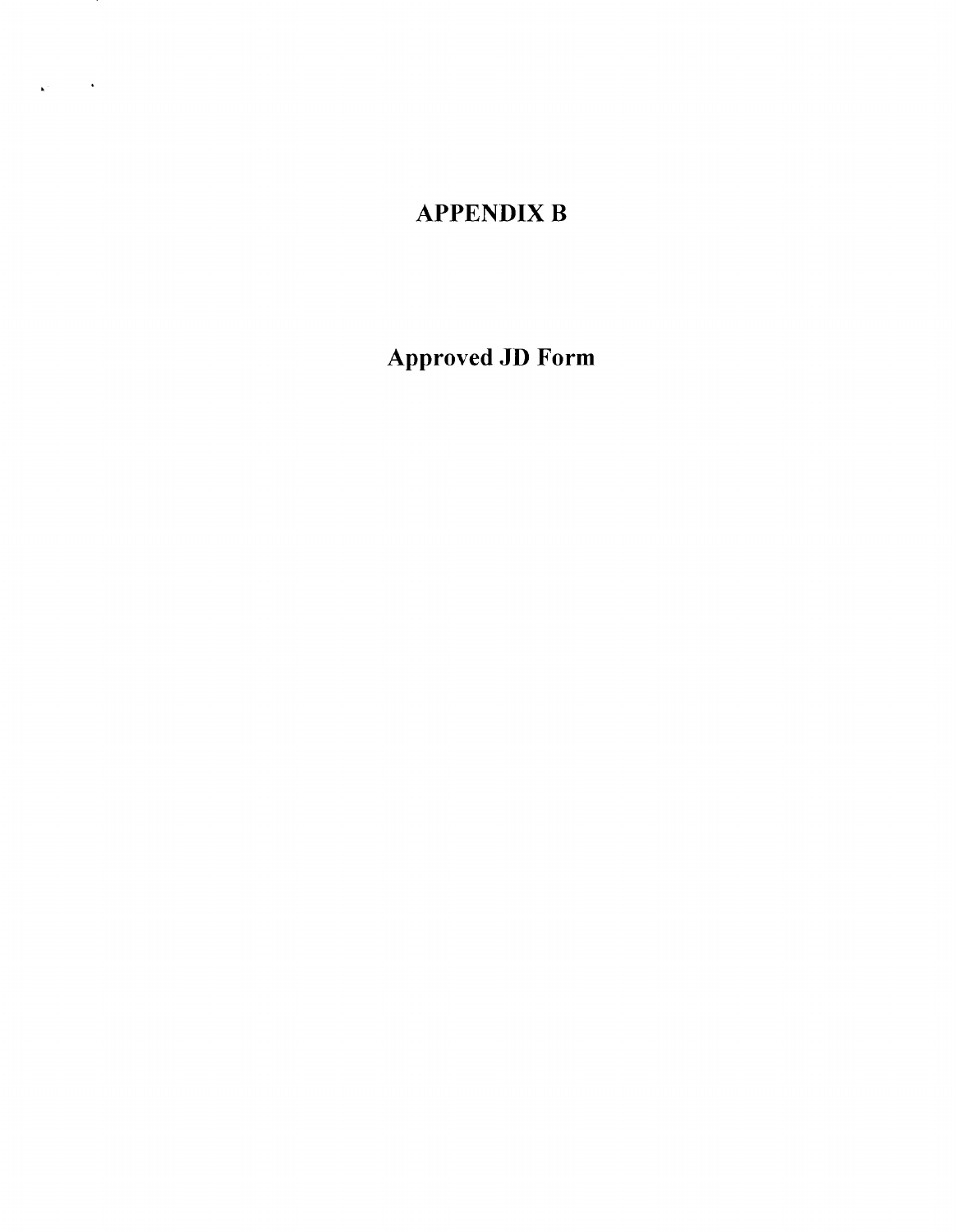# APPENDIX B

## Approved JD Form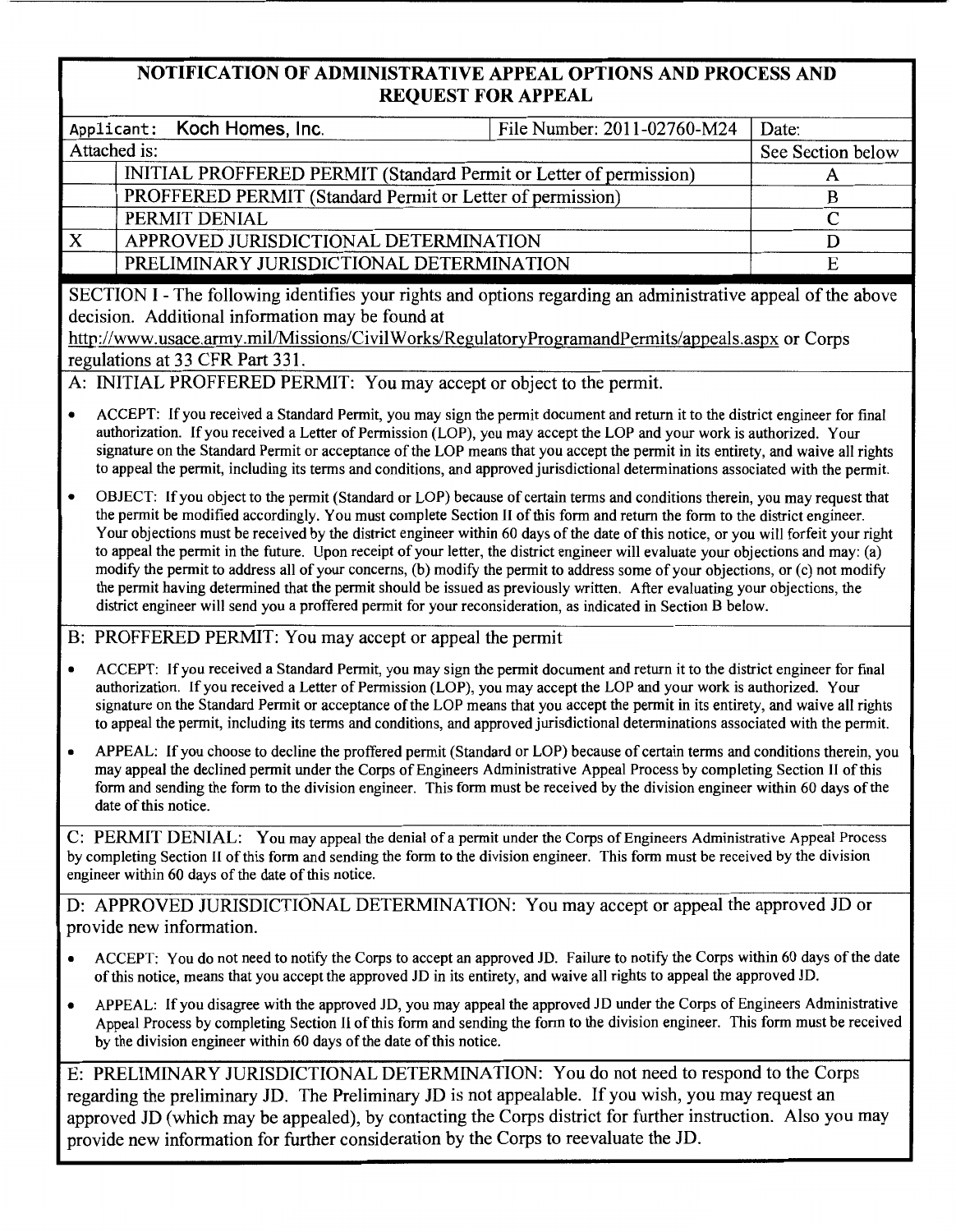# NOTIFICATION OF ADMINISTRATIVE APPEAL OPTIONS AND PROCESS AND REQUEST FOR APPEAL

| Applicant: Koch Homes, Inc. | | File Number: 2011-02760-M24 | Date: |
|---|---|---|---|
| Attached is: | | | See Section below |
| | INITIAL PROFFERED PERMIT (Standard Permit or Letter of permission) | | A |
| | PROFFERED PERMIT (Standard Permit or Letter of permission) | | B |
| | PERMIT DENIAL | | C |
| X | APPROVED JURISDICTIONAL DETERMINATION | | D |
| | PRELIMINARY JURISDICTIONAL DETERMINATION | | E |

SECTION I - The following identifies your rights and options regarding an administrative appeal of the above decision. Additional information may be found at http://www.usace.army.mil/Missions/CivilWorks/RegulatoryProgramandPermits/appeals.aspx or Corps regulations at 33 CFR Part 331.

## A: INITIAL PROFFERED PERMIT: You may accept or object to the permit.

- ACCEPT: If you received a Standard Permit, you may sign the permit document and return it to the district engineer for final authorization. If you received a Letter of Permission (LOP), you may accept the LOP and your work is authorized. Your signature on the Standard Permit or acceptance of the LOP means that you accept the permit in its entirety, and waive all rights to appeal the permit, including its terms and conditions, and approved jurisdictional determinations associated with the permit.
- OBJECT: If you object to the permit (Standard or LOP) because of certain terms and conditions therein, you may request that the permit be modified accordingly. You must complete Section II of this form and return the form to the district engineer. Your objections must be received by the district engineer within 60 days of the date of this notice, or you will forfeit your right to appeal the permit in the future. Upon receipt of your letter, the district engineer will evaluate your objections and may: (a) modify the permit to address all of your concerns, (b) modify the permit to address some of your objections, or (c) not modify the permit having determined that the permit should be issued as previously written. After evaluating your objections, the district engineer will send you a proffered permit for your reconsideration, as indicated in Section B below.

## B: PROFFERED PERMIT: You may accept or appeal the permit

- ACCEPT: If you received a Standard Permit, you may sign the permit document and return it to the district engineer for final authorization. If you received a Letter of Permission (LOP), you may accept the LOP and your work is authorized. Your signature on the Standard Permit or acceptance of the LOP means that you accept the permit in its entirety, and waive all rights to appeal the permit, including its terms and conditions, and approved jurisdictional determinations associated with the permit.
- APPEAL: If you choose to decline the proffered permit (Standard or LOP) because of certain terms and conditions therein, you may appeal the declined permit under the Corps of Engineers Administrative Appeal Process by completing Section II of this form and sending the form to the division engineer. This form must be received by the division engineer within 60 days of the date of this notice.

## C: PERMIT DENIAL: You may appeal the denial of a permit under the Corps of Engineers Administrative Appeal Process by completing Section II of this form and sending the form to the division engineer. This form must be received by the division engineer within 60 days of the date of this notice.

## D: APPROVED JURISDICTIONAL DETERMINATION: You may accept or appeal the approved JD or provide new information.

- ACCEPT: You do not need to notify the Corps to accept an approved JD. Failure to notify the Corps within 60 days of the date of this notice, means that you accept the approved JD in its entirety, and waive all rights to appeal the approved JD.
- APPEAL: If you disagree with the approved JD, you may appeal the approved JD under the Corps of Engineers Administrative Appeal Process by completing Section II of this form and sending the form to the division engineer. This form must be received by the division engineer within 60 days of the date of this notice.

## E: PRELIMINARY JURISDICTIONAL DETERMINATION: You do not need to respond to the Corps regarding the preliminary JD. The Preliminary JD is not appealable. If you wish, you may request an approved JD (which may be appealed), by contacting the Corps district for further instruction. Also you may provide new information for further consideration by the Corps to reevaluate the JD.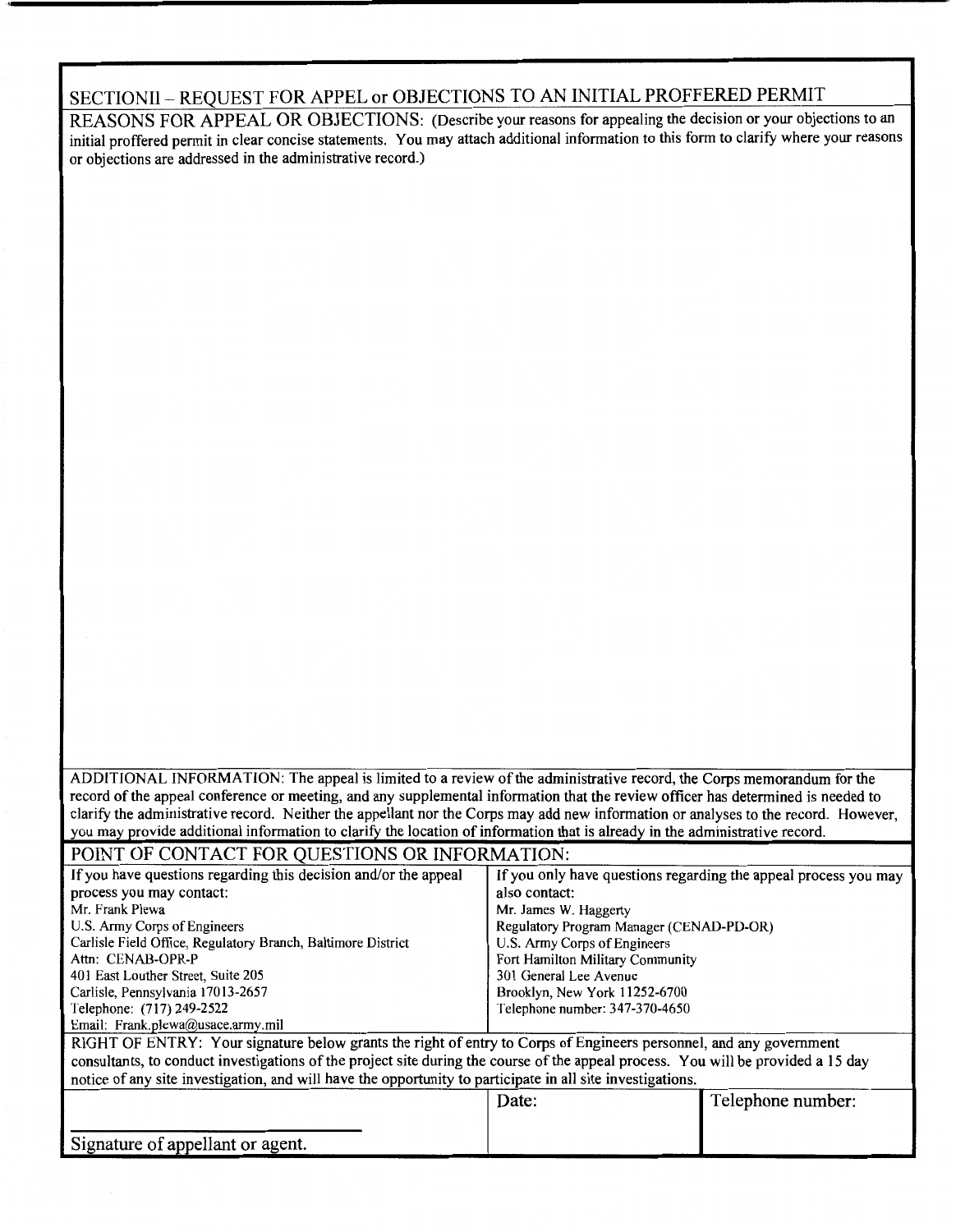## SECTIONII – REQUEST FOR APPEL or OBJECTIONS TO AN INITIAL PROFFERED PERMIT

REASONS FOR APPEAL OR OBJECTIONS: (Describe your reasons for appealing the decision or your objections to an initial proffered permit in clear concise statements. You may attach additional information to this form to clarify where your reasons or objections are addressed in the administrative record.)

ADDITIONAL INFORMATION: The appeal is limited to a review of the administrative record, the Corps memorandum for the record of the appeal conference or meeting, and any supplemental information that the review officer has determined is needed to clarify the administrative record. Neither the appellant nor the Corps may add new information or analyses to the record. However, you may provide additional information to clarify the location of information that is already in the administrative record.

POINT OF CONTACT FOR QUESTIONS OR INFORMATION:

| If you have questions regarding this decision and/or the appeal process you may contact: | If you only have questions regarding the appeal process you may also contact: |
|---|---|
| Mr. Frank Plewa<br>U.S. Army Corps of Engineers<br>Carlisle Field Office, Regulatory Branch, Baltimore District<br>Attn: CENAB-OPR-P<br>401 East Louther Street, Suite 205<br>Carlisle, Pennsylvania 17013-2657<br>Telephone: (717) 249-2522<br>Email: Frank.plewa@usace.army.mil | Mr. James W. Haggerty<br>Regulatory Program Manager (CENAD-PD-OR)<br>U.S. Army Corps of Engineers<br>Fort Hamilton Military Community<br>301 General Lee Avenue<br>Brooklyn, New York 11252-6700<br>Telephone number: 347-370-4650 |

RIGHT OF ENTRY: Your signature below grants the right of entry to Corps of Engineers personnel, and any government consultants, to conduct investigations of the project site during the course of the appeal process. You will be provided a 15 day notice of any site investigation, and will have the opportunity to participate in all site investigations.

| Signature of appellant or agent. | Date: | Telephone number: |
|---|---|---|
| | | |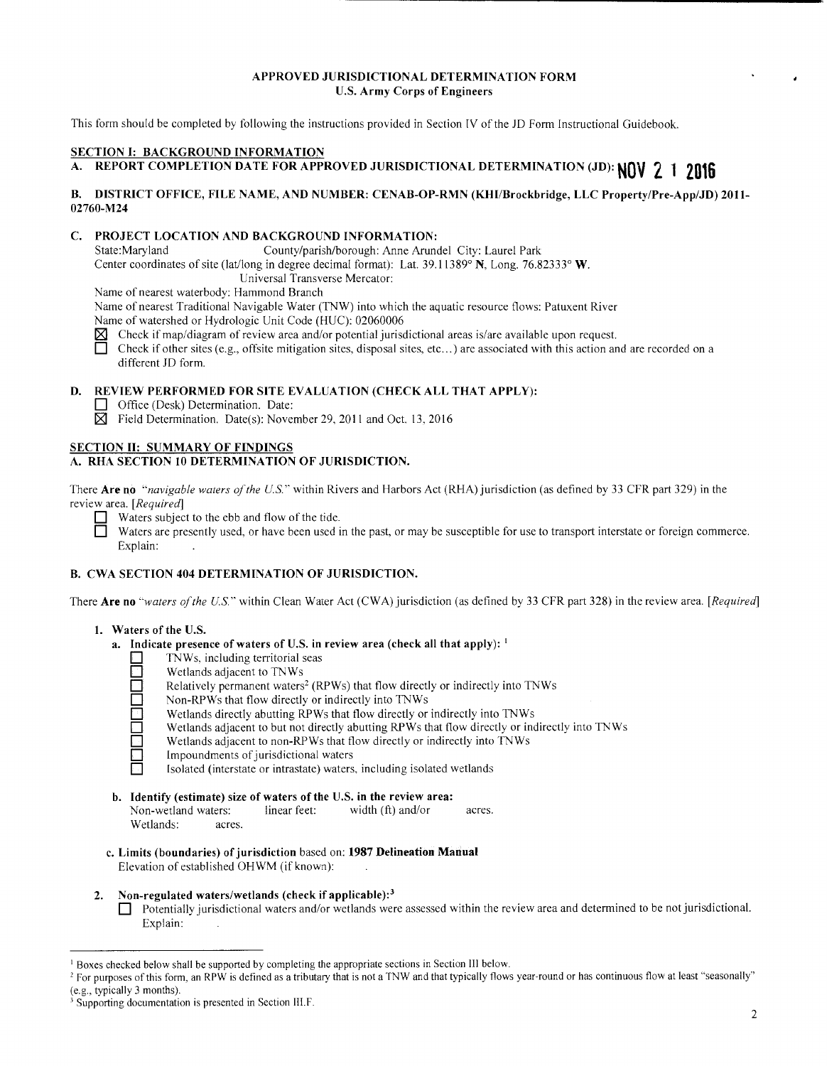## APPROVED JURISDICTIONAL DETERMINATION FORM
### U.S. Army Corps of Engineers

This form should be completed by following the instructions provided in Section IV of the JD Form Instructional Guidebook.

## SECTION I: BACKGROUND INFORMATION

**A. REPORT COMPLETION DATE FOR APPROVED JURISDICTIONAL DETERMINATION (JD): NOV 2 1 2016**

**B. DISTRICT OFFICE, FILE NAME, AND NUMBER: CENAB-OP-RMN (KHI/Brockbridge, LLC Property/Pre-App/JD) 2011-02760-M24**

**C. PROJECT LOCATION AND BACKGROUND INFORMATION:**

State:Maryland County/parish/borough: Anne Arundel City: Laurel Park
Center coordinates of site (lat/long in degree decimal format): Lat. 39.11389° **N**, Long. 76.82333° **W**.
Universal Transverse Mercator:
Name of nearest waterbody: Hammond Branch
Name of nearest Traditional Navigable Water (TNW) into which the aquatic resource flows: Patuxent River
Name of watershed or Hydrologic Unit Code (HUC): 02060006

- ☒ Check if map/diagram of review area and/or potential jurisdictional areas is/are available upon request.
- ☐ Check if other sites (e.g., offsite mitigation sites, disposal sites, etc…) are associated with this action and are recorded on a different JD form.

**D. REVIEW PERFORMED FOR SITE EVALUATION (CHECK ALL THAT APPLY):**

- ☐ Office (Desk) Determination. Date:
- ☒ Field Determination. Date(s): November 29, 2011 and Oct. 13, 2016

## SECTION II: SUMMARY OF FINDINGS

### A. RHA SECTION 10 DETERMINATION OF JURISDICTION.

There **Are no** *"navigable waters of the U.S."* within Rivers and Harbors Act (RHA) jurisdiction (as defined by 33 CFR part 329) in the review area. *[Required]*

- ☐ Waters subject to the ebb and flow of the tide.
- ☐ Waters are presently used, or have been used in the past, or may be susceptible for use to transport interstate or foreign commerce. Explain:

### B. CWA SECTION 404 DETERMINATION OF JURISDICTION.

There **Are no** *"waters of the U.S."* within Clean Water Act (CWA) jurisdiction (as defined by 33 CFR part 328) in the review area. *[Required]*

**1. Waters of the U.S.**

**a. Indicate presence of waters of U.S. in review area (check all that apply):** [1]

- ☐ TNWs, including territorial seas
- ☐ Wetlands adjacent to TNWs
- ☐ Relatively permanent waters[2] (RPWs) that flow directly or indirectly into TNWs
- ☐ Non-RPWs that flow directly or indirectly into TNWs
- ☐ Wetlands directly abutting RPWs that flow directly or indirectly into TNWs
- ☐ Wetlands adjacent to but not directly abutting RPWs that flow directly or indirectly into TNWs
- ☐ Wetlands adjacent to non-RPWs that flow directly or indirectly into TNWs
- ☐ Impoundments of jurisdictional waters
- ☐ Isolated (interstate or intrastate) waters, including isolated wetlands

**b. Identify (estimate) size of waters of the U.S. in the review area:**

Non-wetland waters: linear feet: width (ft) and/or acres.
Wetlands: acres.

**c. Limits (boundaries) of jurisdiction** based on: **1987 Delineation Manual**
Elevation of established OHWM (if known):

**2. Non-regulated waters/wetlands (check if applicable):**[3]

- ☐ Potentially jurisdictional waters and/or wetlands were assessed within the review area and determined to be not jurisdictional. Explain:

---

[1] Boxes checked below shall be supported by completing the appropriate sections in Section III below.

[2] For purposes of this form, an RPW is defined as a tributary that is not a TNW and that typically flows year-round or has continuous flow at least "seasonally" (e.g., typically 3 months).

[3] Supporting documentation is presented in Section III.F.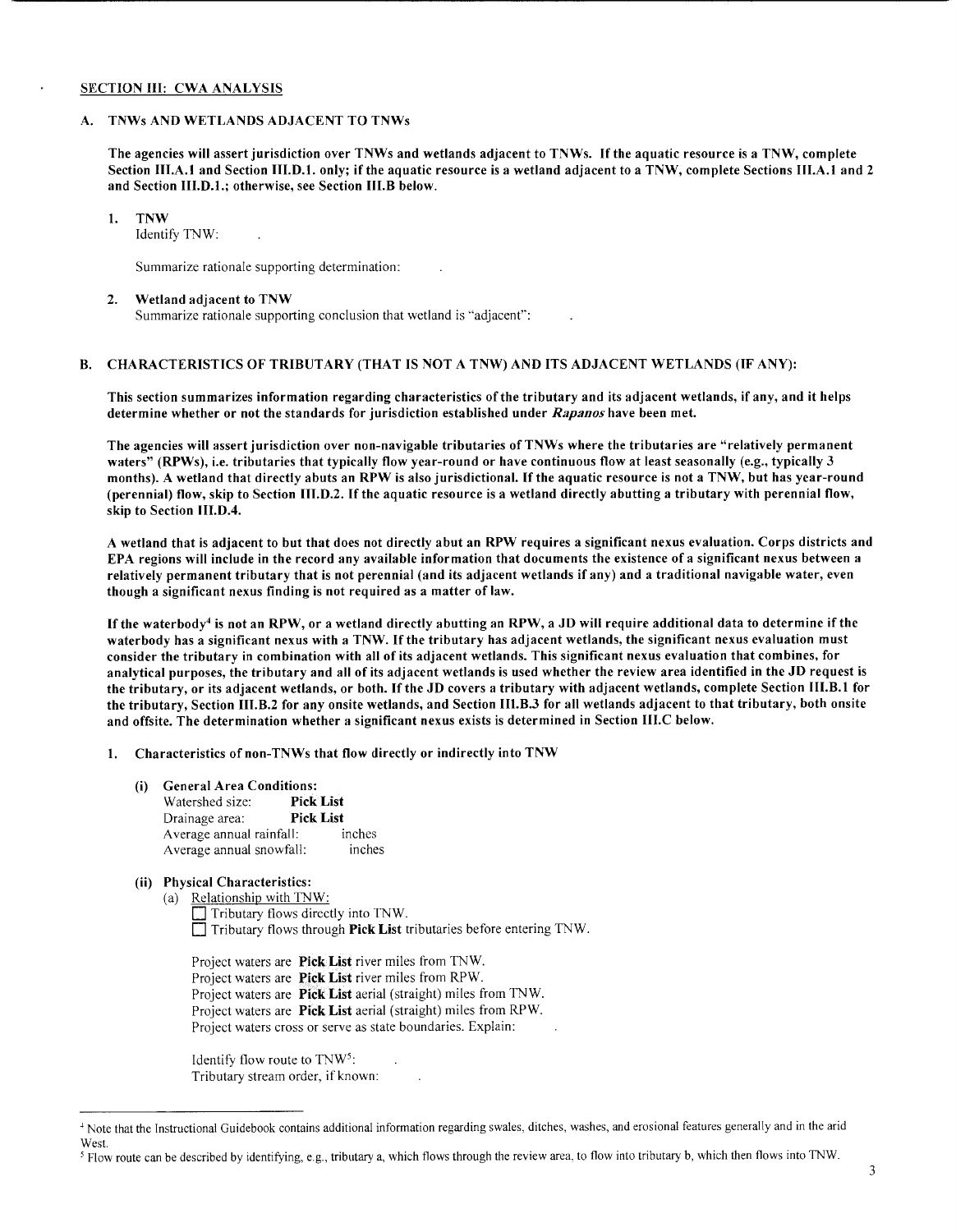## SECTION III: CWA ANALYSIS

### A. TNWs AND WETLANDS ADJACENT TO TNWs

**The agencies will assert jurisdiction over TNWs and wetlands adjacent to TNWs. If the aquatic resource is a TNW, complete Section III.A.1 and Section III.D.1. only; if the aquatic resource is a wetland adjacent to a TNW, complete Sections III.A.1 and 2 and Section III.D.1.; otherwise, see Section III.B below.**

1. **TNW**
   Identify TNW: .

   Summarize rationale supporting determination: .

2. **Wetland adjacent to TNW**
   Summarize rationale supporting conclusion that wetland is "adjacent": .

### B. CHARACTERISTICS OF TRIBUTARY (THAT IS NOT A TNW) AND ITS ADJACENT WETLANDS (IF ANY):

**This section summarizes information regarding characteristics of the tributary and its adjacent wetlands, if any, and it helps determine whether or not the standards for jurisdiction established under *Rapanos* have been met.**

**The agencies will assert jurisdiction over non-navigable tributaries of TNWs where the tributaries are "relatively permanent waters" (RPWs), i.e. tributaries that typically flow year-round or have continuous flow at least seasonally (e.g., typically 3 months). A wetland that directly abuts an RPW is also jurisdictional. If the aquatic resource is not a TNW, but has year-round (perennial) flow, skip to Section III.D.2. If the aquatic resource is a wetland directly abutting a tributary with perennial flow, skip to Section III.D.4.**

**A wetland that is adjacent to but that does not directly abut an RPW requires a significant nexus evaluation. Corps districts and EPA regions will include in the record any available information that documents the existence of a significant nexus between a relatively permanent tributary that is not perennial (and its adjacent wetlands if any) and a traditional navigable water, even though a significant nexus finding is not required as a matter of law.**

**If the waterbody[4] is not an RPW, or a wetland directly abutting an RPW, a JD will require additional data to determine if the waterbody has a significant nexus with a TNW. If the tributary has adjacent wetlands, the significant nexus evaluation must consider the tributary in combination with all of its adjacent wetlands. This significant nexus evaluation that combines, for analytical purposes, the tributary and all of its adjacent wetlands is used whether the review area identified in the JD request is the tributary, or its adjacent wetlands, or both. If the JD covers a tributary with adjacent wetlands, complete Section III.B.1 for the tributary, Section III.B.2 for any onsite wetlands, and Section III.B.3 for all wetlands adjacent to that tributary, both onsite and offsite. The determination whether a significant nexus exists is determined in Section III.C below.**

1. **Characteristics of non-TNWs that flow directly or indirectly into TNW**

   (i) **General Area Conditions:**
   Watershed size: **Pick List**
   Drainage area: **Pick List**
   Average annual rainfall: inches
   Average annual snowfall: inches

   (ii) **Physical Characteristics:**
   (a) Relationship with TNW:
   ☐ Tributary flows directly into TNW.
   ☐ Tributary flows through **Pick List** tributaries before entering TNW.

   Project waters are **Pick List** river miles from TNW.
   Project waters are **Pick List** river miles from RPW.
   Project waters are **Pick List** aerial (straight) miles from TNW.
   Project waters are **Pick List** aerial (straight) miles from RPW.
   Project waters cross or serve as state boundaries. Explain: .

   Identify flow route to TNW[5]: .
   Tributary stream order, if known: .

---

[4] Note that the Instructional Guidebook contains additional information regarding swales, ditches, washes, and erosional features generally and in the arid West.

[5] Flow route can be described by identifying, e.g., tributary a, which flows through the review area, to flow into tributary b, which then flows into TNW.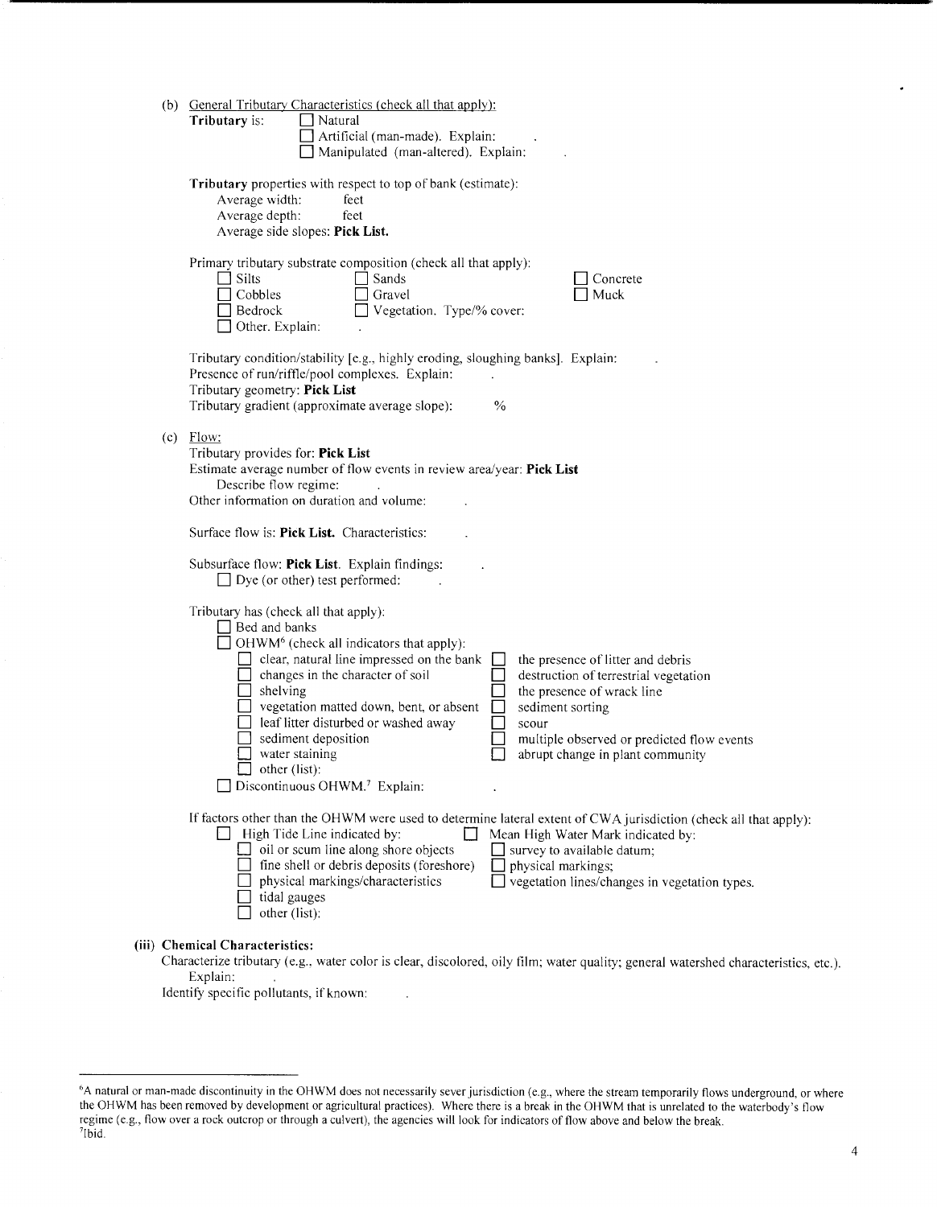(b) General Tributary Characteristics (check all that apply):

**Tributary** is:
- ☐ Natural
- ☐ Artificial (man-made). Explain: .
- ☐ Manipulated (man-altered). Explain: .

**Tributary** properties with respect to top of bank (estimate):

Average width: feet
Average depth: feet
Average side slopes: **Pick List.**

Primary tributary substrate composition (check all that apply):

- ☐ Silts
- ☐ Sands
- ☐ Concrete
- ☐ Cobbles
- ☐ Gravel
- ☐ Muck
- ☐ Bedrock
- ☐ Vegetation. Type/% cover:
- ☐ Other. Explain: .

Tributary condition/stability [e.g., highly eroding, sloughing banks]. Explain: .
Presence of run/riffle/pool complexes. Explain: .
Tributary geometry: **Pick List**
Tributary gradient (approximate average slope): %

(c) Flow:

Tributary provides for: **Pick List**
Estimate average number of flow events in review area/year: **Pick List**
Describe flow regime: .
Other information on duration and volume: .

Surface flow is: **Pick List.** Characteristics: .

Subsurface flow: **Pick List**. Explain findings: .
- ☐ Dye (or other) test performed: .

Tributary has (check all that apply):
- ☐ Bed and banks
- ☐ OHWM[6] (check all indicators that apply):
  - ☐ clear, natural line impressed on the bank
  - ☐ the presence of litter and debris
  - ☐ changes in the character of soil
  - ☐ destruction of terrestrial vegetation
  - ☐ shelving
  - ☐ the presence of wrack line
  - ☐ vegetation matted down, bent, or absent
  - ☐ sediment sorting
  - ☐ leaf litter disturbed or washed away
  - ☐ scour
  - ☐ sediment deposition
  - ☐ multiple observed or predicted flow events
  - ☐ water staining
  - ☐ abrupt change in plant community
  - ☐ other (list):
- ☐ Discontinuous OHWM.[7] Explain: .

If factors other than the OHWM were used to determine lateral extent of CWA jurisdiction (check all that apply):
- ☐ High Tide Line indicated by:
  - ☐ oil or scum line along shore objects
  - ☐ fine shell or debris deposits (foreshore)
  - ☐ physical markings/characteristics
  - ☐ tidal gauges
  - ☐ other (list):
- ☐ Mean High Water Mark indicated by:
  - ☐ survey to available datum;
  - ☐ physical markings;
  - ☐ vegetation lines/changes in vegetation types.

**(iii) Chemical Characteristics:**

Characterize tributary (e.g., water color is clear, discolored, oily film; water quality; general watershed characteristics, etc.). Explain: .

Identify specific pollutants, if known: .

---

[6]A natural or man-made discontinuity in the OHWM does not necessarily sever jurisdiction (e.g., where the stream temporarily flows underground, or where the OHWM has been removed by development or agricultural practices). Where there is a break in the OHWM that is unrelated to the waterbody's flow regime (e.g., flow over a rock outcrop or through a culvert), the agencies will look for indicators of flow above and below the break.

[7]Ibid.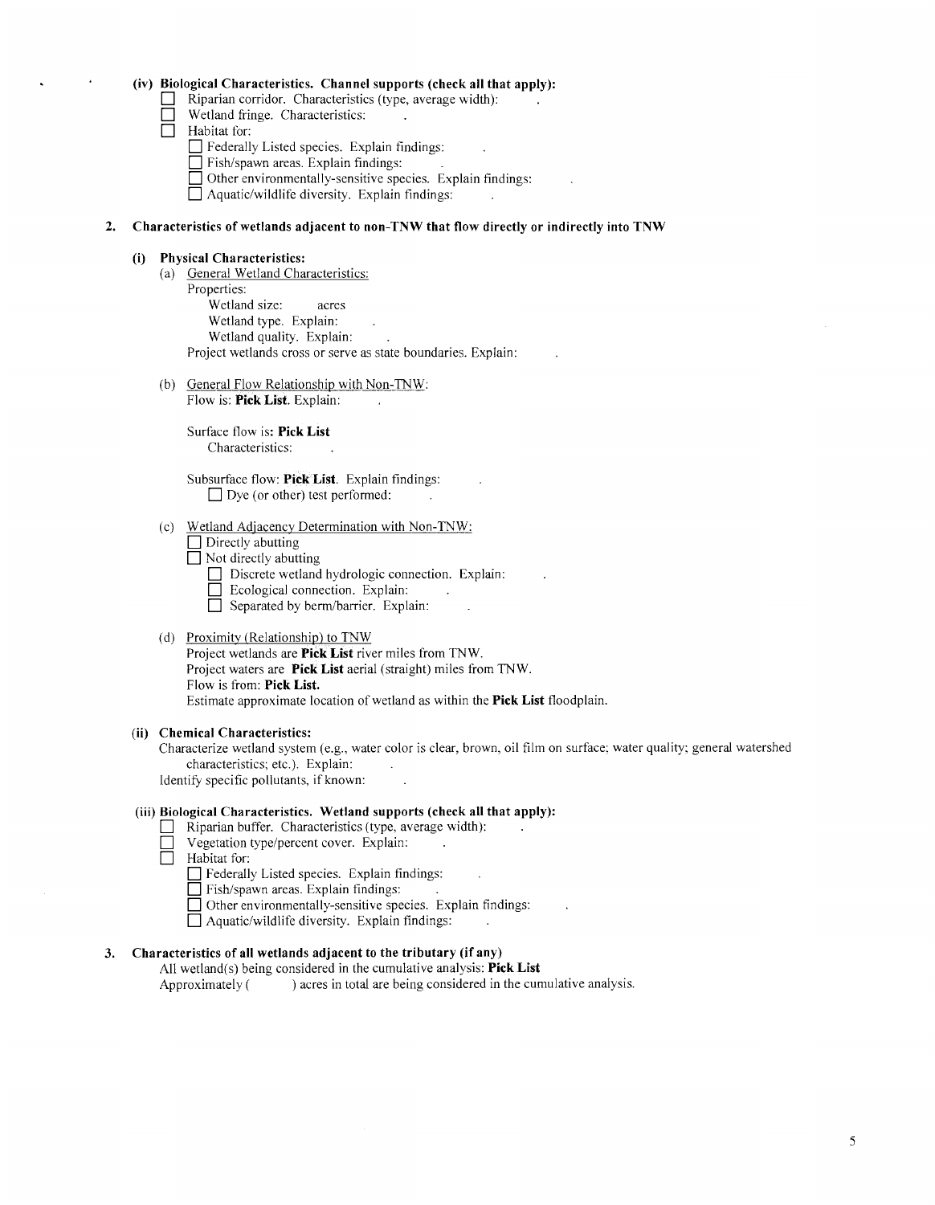**(iv) Biological Characteristics. Channel supports (check all that apply):**

- ☐ Riparian corridor. Characteristics (type, average width): .
- ☐ Wetland fringe. Characteristics: .
- ☐ Habitat for:
  - ☐ Federally Listed species. Explain findings: .
  - ☐ Fish/spawn areas. Explain findings: .
  - ☐ Other environmentally-sensitive species. Explain findings: .
  - ☐ Aquatic/wildlife diversity. Explain findings: .

**2. Characteristics of wetlands adjacent to non-TNW that flow directly or indirectly into TNW**

**(i) Physical Characteristics:**

(a) General Wetland Characteristics:

Properties:

Wetland size: acres

Wetland type. Explain: .

Wetland quality. Explain: .

Project wetlands cross or serve as state boundaries. Explain: .

(b) General Flow Relationship with Non-TNW:

Flow is: **Pick List.** Explain: .

Surface flow is: **Pick List**

Characteristics: .

Subsurface flow: **Pick List**. Explain findings: .

☐ Dye (or other) test performed: .

(c) Wetland Adjacency Determination with Non-TNW:

- ☐ Directly abutting
- ☐ Not directly abutting
  - ☐ Discrete wetland hydrologic connection. Explain: .
  - ☐ Ecological connection. Explain: .
  - ☐ Separated by berm/barrier. Explain: .

(d) Proximity (Relationship) to TNW

Project wetlands are **Pick List** river miles from TNW.

Project waters are **Pick List** aerial (straight) miles from TNW.

Flow is from: **Pick List.**

Estimate approximate location of wetland as within the **Pick List** floodplain.

**(ii) Chemical Characteristics:**

Characterize wetland system (e.g., water color is clear, brown, oil film on surface; water quality; general watershed characteristics; etc.). Explain: .

Identify specific pollutants, if known: .

**(iii) Biological Characteristics. Wetland supports (check all that apply):**

- ☐ Riparian buffer. Characteristics (type, average width): .
- ☐ Vegetation type/percent cover. Explain: .
- ☐ Habitat for:
  - ☐ Federally Listed species. Explain findings: .
  - ☐ Fish/spawn areas. Explain findings: .
  - ☐ Other environmentally-sensitive species. Explain findings: .
  - ☐ Aquatic/wildlife diversity. Explain findings: .

**3. Characteristics of all wetlands adjacent to the tributary (if any)**

All wetland(s) being considered in the cumulative analysis: **Pick List**

Approximately ( ) acres in total are being considered in the cumulative analysis.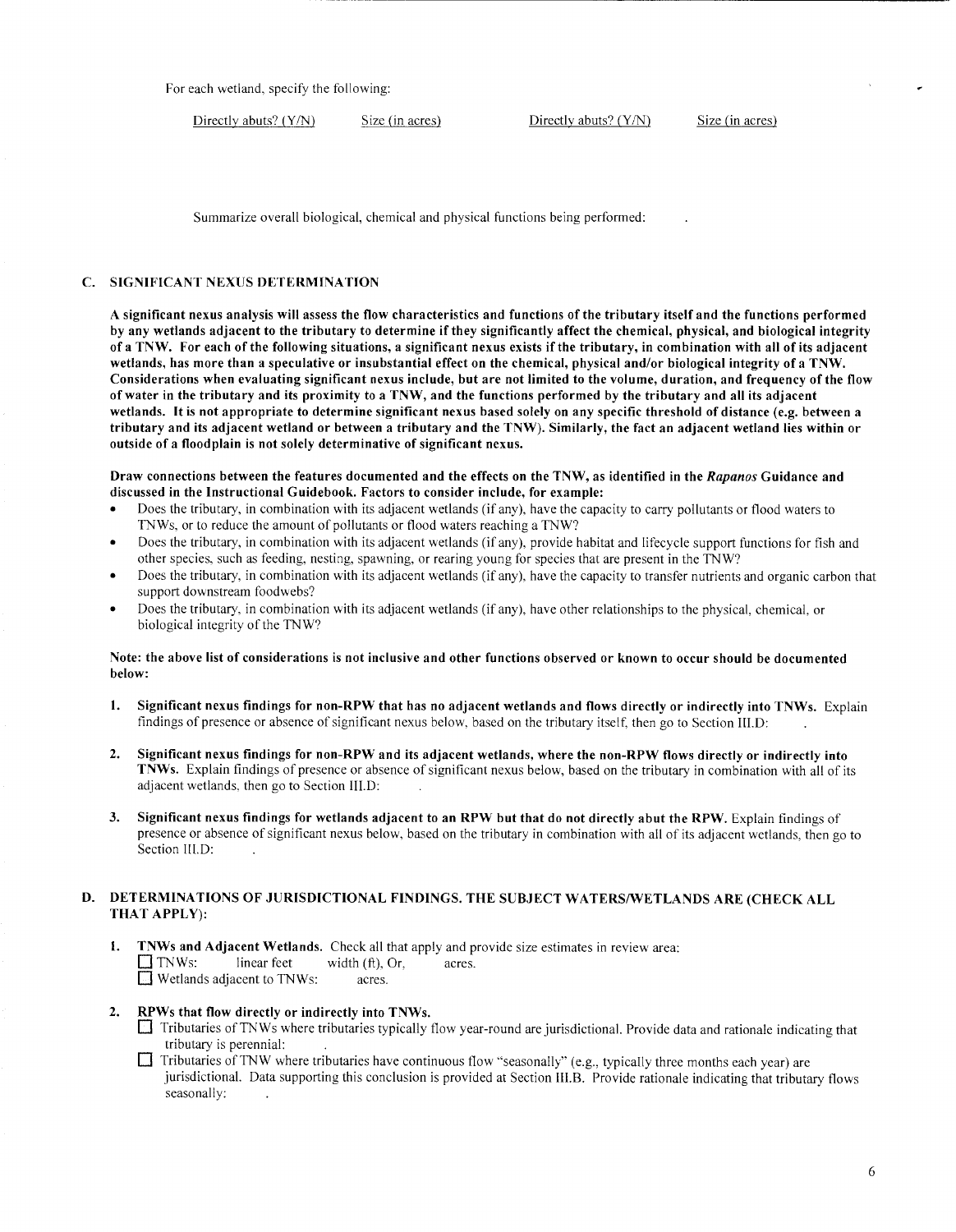For each wetland, specify the following:

| Directly abuts? (Y/N) | Size (in acres) | Directly abuts? (Y/N) | Size (in acres) |
|---|---|---|---|

Summarize overall biological, chemical and physical functions being performed: .

### C. SIGNIFICANT NEXUS DETERMINATION

**A significant nexus analysis will assess the flow characteristics and functions of the tributary itself and the functions performed by any wetlands adjacent to the tributary to determine if they significantly affect the chemical, physical, and biological integrity of a TNW. For each of the following situations, a significant nexus exists if the tributary, in combination with all of its adjacent wetlands, has more than a speculative or insubstantial effect on the chemical, physical and/or biological integrity of a TNW. Considerations when evaluating significant nexus include, but are not limited to the volume, duration, and frequency of the flow of water in the tributary and its proximity to a TNW, and the functions performed by the tributary and all its adjacent wetlands. It is not appropriate to determine significant nexus based solely on any specific threshold of distance (e.g. between a tributary and its adjacent wetland or between a tributary and the TNW). Similarly, the fact an adjacent wetland lies within or outside of a floodplain is not solely determinative of significant nexus.**

**Draw connections between the features documented and the effects on the TNW, as identified in the *Rapanos* Guidance and discussed in the Instructional Guidebook. Factors to consider include, for example:**

- Does the tributary, in combination with its adjacent wetlands (if any), have the capacity to carry pollutants or flood waters to TNWs, or to reduce the amount of pollutants or flood waters reaching a TNW?
- Does the tributary, in combination with its adjacent wetlands (if any), provide habitat and lifecycle support functions for fish and other species, such as feeding, nesting, spawning, or rearing young for species that are present in the TNW?
- Does the tributary, in combination with its adjacent wetlands (if any), have the capacity to transfer nutrients and organic carbon that support downstream foodwebs?
- Does the tributary, in combination with its adjacent wetlands (if any), have other relationships to the physical, chemical, or biological integrity of the TNW?

**Note: the above list of considerations is not inclusive and other functions observed or known to occur should be documented below:**

1. **Significant nexus findings for non-RPW that has no adjacent wetlands and flows directly or indirectly into TNWs.** Explain findings of presence or absence of significant nexus below, based on the tributary itself, then go to Section III.D: .

2. **Significant nexus findings for non-RPW and its adjacent wetlands, where the non-RPW flows directly or indirectly into TNWs.** Explain findings of presence or absence of significant nexus below, based on the tributary in combination with all of its adjacent wetlands, then go to Section III.D: .

3. **Significant nexus findings for wetlands adjacent to an RPW but that do not directly abut the RPW.** Explain findings of presence or absence of significant nexus below, based on the tributary in combination with all of its adjacent wetlands, then go to Section III.D: .

### D. DETERMINATIONS OF JURISDICTIONAL FINDINGS. THE SUBJECT WATERS/WETLANDS ARE (CHECK ALL THAT APPLY):

1. **TNWs and Adjacent Wetlands.** Check all that apply and provide size estimates in review area:
   - ☐ TNWs: linear feet width (ft), Or, acres.
   - ☐ Wetlands adjacent to TNWs: acres.

2. **RPWs that flow directly or indirectly into TNWs.**
   - ☐ Tributaries of TNWs where tributaries typically flow year-round are jurisdictional. Provide data and rationale indicating that tributary is perennial: .
   - ☐ Tributaries of TNW where tributaries have continuous flow "seasonally" (e.g., typically three months each year) are jurisdictional. Data supporting this conclusion is provided at Section III.B. Provide rationale indicating that tributary flows seasonally: .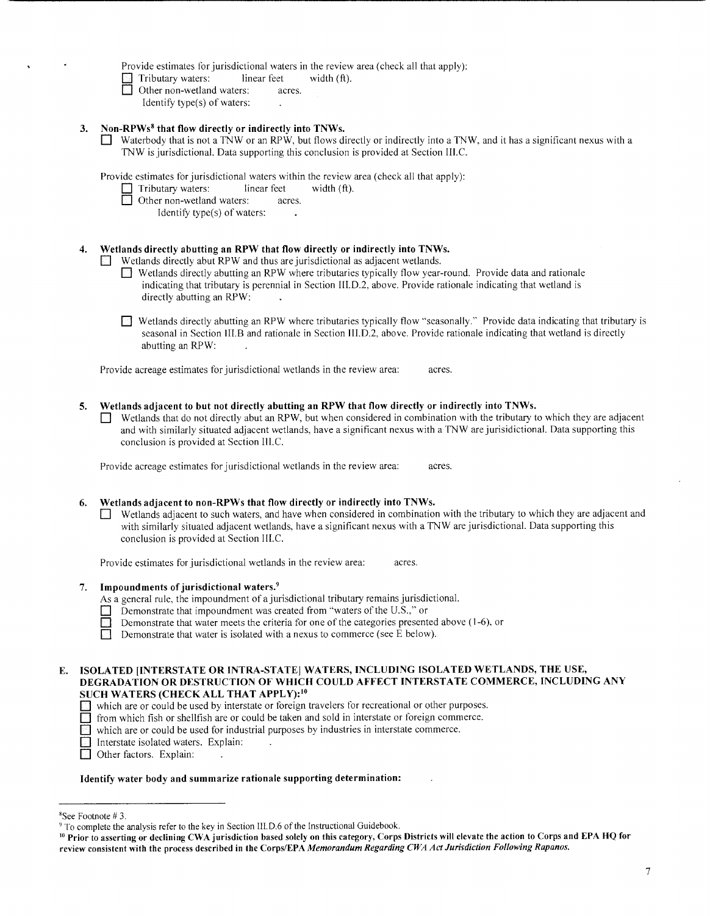Provide estimates for jurisdictional waters in the review area (check all that apply):

☐ Tributary waters: linear feet width (ft).

☐ Other non-wetland waters: acres.

Identify type(s) of waters: .

**3. Non-RPWs[8] that flow directly or indirectly into TNWs.**

☐ Waterbody that is not a TNW or an RPW, but flows directly or indirectly into a TNW, and it has a significant nexus with a TNW is jurisdictional. Data supporting this conclusion is provided at Section III.C.

Provide estimates for jurisdictional waters within the review area (check all that apply):

☐ Tributary waters: linear feet width (ft).

☐ Other non-wetland waters: acres.

Identify type(s) of waters: .

**4. Wetlands directly abutting an RPW that flow directly or indirectly into TNWs.**

☐ Wetlands directly abut RPW and thus are jurisdictional as adjacent wetlands.

☐ Wetlands directly abutting an RPW where tributaries typically flow year-round. Provide data and rationale indicating that tributary is perennial in Section III.D.2, above. Provide rationale indicating that wetland is directly abutting an RPW: .

☐ Wetlands directly abutting an RPW where tributaries typically flow "seasonally." Provide data indicating that tributary is seasonal in Section III.B and rationale in Section III.D.2, above. Provide rationale indicating that wetland is directly abutting an RPW: .

Provide acreage estimates for jurisdictional wetlands in the review area: acres.

**5. Wetlands adjacent to but not directly abutting an RPW that flow directly or indirectly into TNWs.**

☐ Wetlands that do not directly abut an RPW, but when considered in combination with the tributary to which they are adjacent and with similarly situated adjacent wetlands, have a significant nexus with a TNW are jurisidictional. Data supporting this conclusion is provided at Section III.C.

Provide acreage estimates for jurisdictional wetlands in the review area: acres.

**6. Wetlands adjacent to non-RPWs that flow directly or indirectly into TNWs.**

☐ Wetlands adjacent to such waters, and have when considered in combination with the tributary to which they are adjacent and with similarly situated adjacent wetlands, have a significant nexus with a TNW are jurisdictional. Data supporting this conclusion is provided at Section III.C.

Provide estimates for jurisdictional wetlands in the review area: acres.

**7. Impoundments of jurisdictional waters.[9]**

As a general rule, the impoundment of a jurisdictional tributary remains jurisdictional.

☐ Demonstrate that impoundment was created from "waters of the U.S.," or

☐ Demonstrate that water meets the criteria for one of the categories presented above (1-6), or

☐ Demonstrate that water is isolated with a nexus to commerce (see E below).

**E. ISOLATED [INTERSTATE OR INTRA-STATE] WATERS, INCLUDING ISOLATED WETLANDS, THE USE, DEGRADATION OR DESTRUCTION OF WHICH COULD AFFECT INTERSTATE COMMERCE, INCLUDING ANY SUCH WATERS (CHECK ALL THAT APPLY):[10]**

☐ which are or could be used by interstate or foreign travelers for recreational or other purposes.

☐ from which fish or shellfish are or could be taken and sold in interstate or foreign commerce.

☐ which are or could be used for industrial purposes by industries in interstate commerce.

☐ Interstate isolated waters. Explain: .

☐ Other factors. Explain: .

**Identify water body and summarize rationale supporting determination:** .

---

[8] See Footnote # 3.

[9] To complete the analysis refer to the key in Section III.D.6 of the Instructional Guidebook.

[10] **Prior to asserting or declining CWA jurisdiction based solely on this category, Corps Districts will elevate the action to Corps and EPA HQ for review consistent with the process described in the Corps/EPA *Memorandum Regarding CWA Act Jurisdiction Following Rapanos.***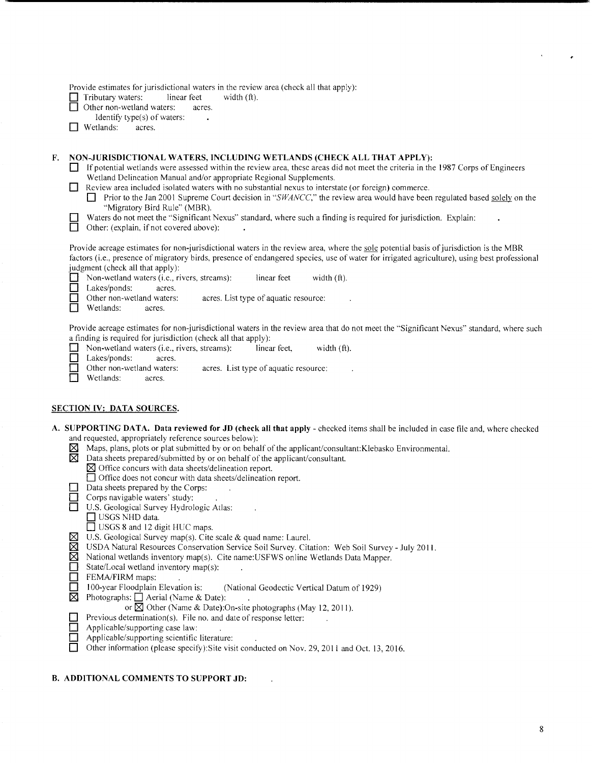Provide estimates for jurisdictional waters in the review area (check all that apply):

☐ Tributary waters: linear feet width (ft).

☐ Other non-wetland waters: acres.

Identify type(s) of waters: .

☐ Wetlands: acres.

## F. NON-JURISDICTIONAL WATERS, INCLUDING WETLANDS (CHECK ALL THAT APPLY):

☐ If potential wetlands were assessed within the review area, these areas did not meet the criteria in the 1987 Corps of Engineers Wetland Delineation Manual and/or appropriate Regional Supplements.

☐ Review area included isolated waters with no substantial nexus to interstate (or foreign) commerce.

☐ Prior to the Jan 2001 Supreme Court decision in "*SWANCC*," the review area would have been regulated based solely on the "Migratory Bird Rule" (MBR).

☐ Waters do not meet the "Significant Nexus" standard, where such a finding is required for jurisdiction. Explain: .

☐ Other: (explain, if not covered above): .

Provide acreage estimates for non-jurisdictional waters in the review area, where the sole potential basis of jurisdiction is the MBR factors (i.e., presence of migratory birds, presence of endangered species, use of water for irrigated agriculture), using best professional judgment (check all that apply):

☐ Non-wetland waters (i.e., rivers, streams): linear feet width (ft).

☐ Lakes/ponds: acres.

☐ Other non-wetland waters: acres. List type of aquatic resource: .

☐ Wetlands: acres.

Provide acreage estimates for non-jurisdictional waters in the review area that do not meet the "Significant Nexus" standard, where such a finding is required for jurisdiction (check all that apply):

☐ Non-wetland waters (i.e., rivers, streams): linear feet, width (ft).

☐ Lakes/ponds: acres.

☐ Other non-wetland waters: acres. List type of aquatic resource: .

☐ Wetlands: acres.

## SECTION IV: DATA SOURCES.

**A. SUPPORTING DATA. Data reviewed for JD (check all that apply** - checked items shall be included in case file and, where checked and requested, appropriately reference sources below):

☒ Maps, plans, plots or plat submitted by or on behalf of the applicant/consultant:Klebasko Environmental.

☒ Data sheets prepared/submitted by or on behalf of the applicant/consultant.

☒ Office concurs with data sheets/delineation report.

☐ Office does not concur with data sheets/delineation report.

☐ Data sheets prepared by the Corps: .

☐ Corps navigable waters' study: .

☐ U.S. Geological Survey Hydrologic Atlas: .

☐ USGS NHD data.

☐ USGS 8 and 12 digit HUC maps.

☒ U.S. Geological Survey map(s). Cite scale & quad name: Laurel.

☒ USDA Natural Resources Conservation Service Soil Survey. Citation: Web Soil Survey - July 2011.

☒ National wetlands inventory map(s). Cite name:USFWS online Wetlands Data Mapper.

☐ State/Local wetland inventory map(s): .

☐ FEMA/FIRM maps: .

☐ 100-year Floodplain Elevation is: (National Geodectic Vertical Datum of 1929)

☒ Photographs: ☐ Aerial (Name & Date): .

or ☒ Other (Name & Date):On-site photographs (May 12, 2011).

☐ Previous determination(s). File no. and date of response letter: .

☐ Applicable/supporting case law: .

☐ Applicable/supporting scientific literature: .

☐ Other information (please specify):Site visit conducted on Nov. 29, 2011 and Oct. 13, 2016.

**B. ADDITIONAL COMMENTS TO SUPPORT JD:** .